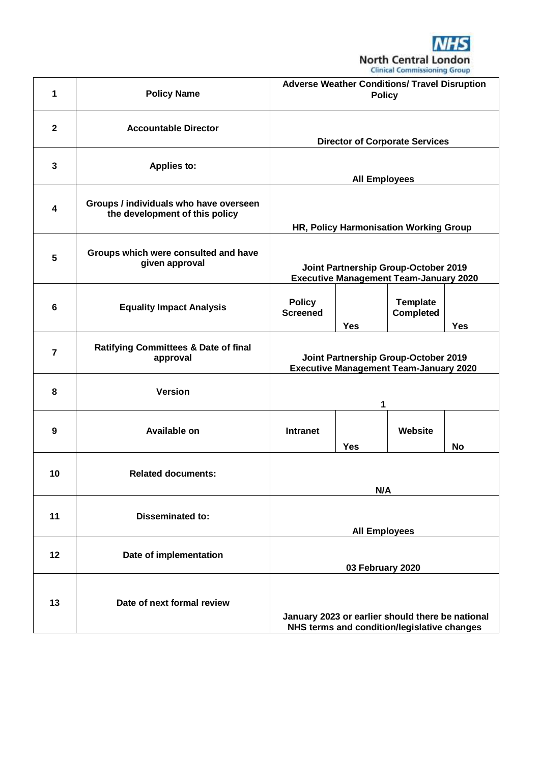NHS North Central London Clinical Commissioning Group

| | | | | | |
|---|---|---|---|---|---|
| **1** | **Policy Name** | **Adverse Weather Conditions/ Travel Disruption Policy** | | | |
| **2** | **Accountable Director** | **Director of Corporate Services** | | | |
| **3** | **Applies to:** | **All Employees** | | | |
| **4** | **Groups / individuals who have overseen the development of this policy** | **HR, Policy Harmonisation Working Group** | | | |
| **5** | **Groups which were consulted and have given approval** | **Joint Partnership Group-October 2019<br>Executive Management Team-January 2020** | | | |
| **6** | **Equality Impact Analysis** | **Policy Screened** | **Yes** | **Template Completed** | **Yes** |
| **7** | **Ratifying Committees & Date of final approval** | **Joint Partnership Group-October 2019<br>Executive Management Team-January 2020** | | | |
| **8** | **Version** | **1** | | | |
| **9** | **Available on** | **Intranet** | **Yes** | **Website** | **No** |
| **10** | **Related documents:** | **N/A** | | | |
| **11** | **Disseminated to:** | **All Employees** | | | |
| **12** | **Date of implementation** | **03 February 2020** | | | |
| **13** | **Date of next formal review** | **January 2023 or earlier should there be national NHS terms and condition/legislative changes** | | | |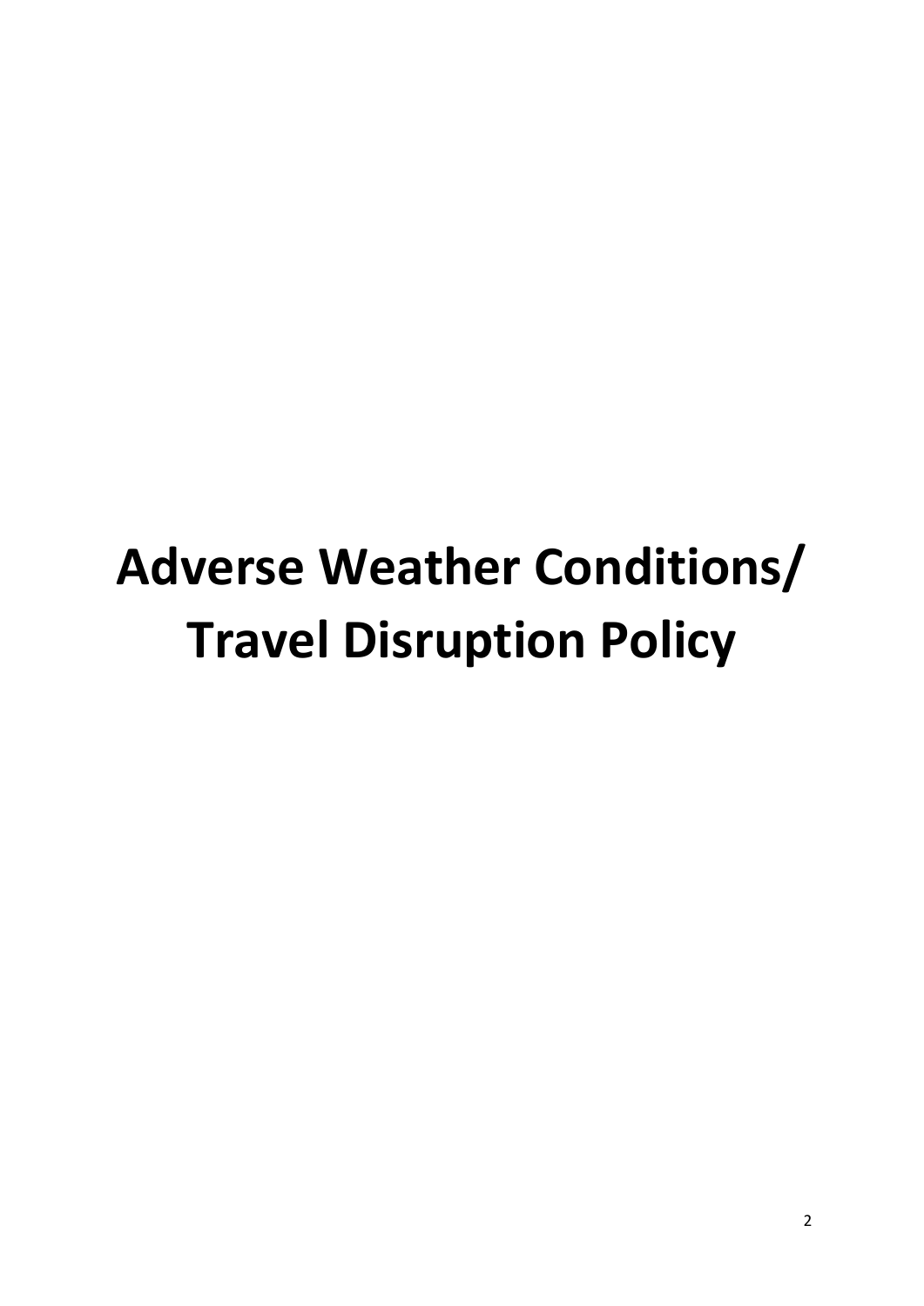# Adverse Weather Conditions/ Travel Disruption Policy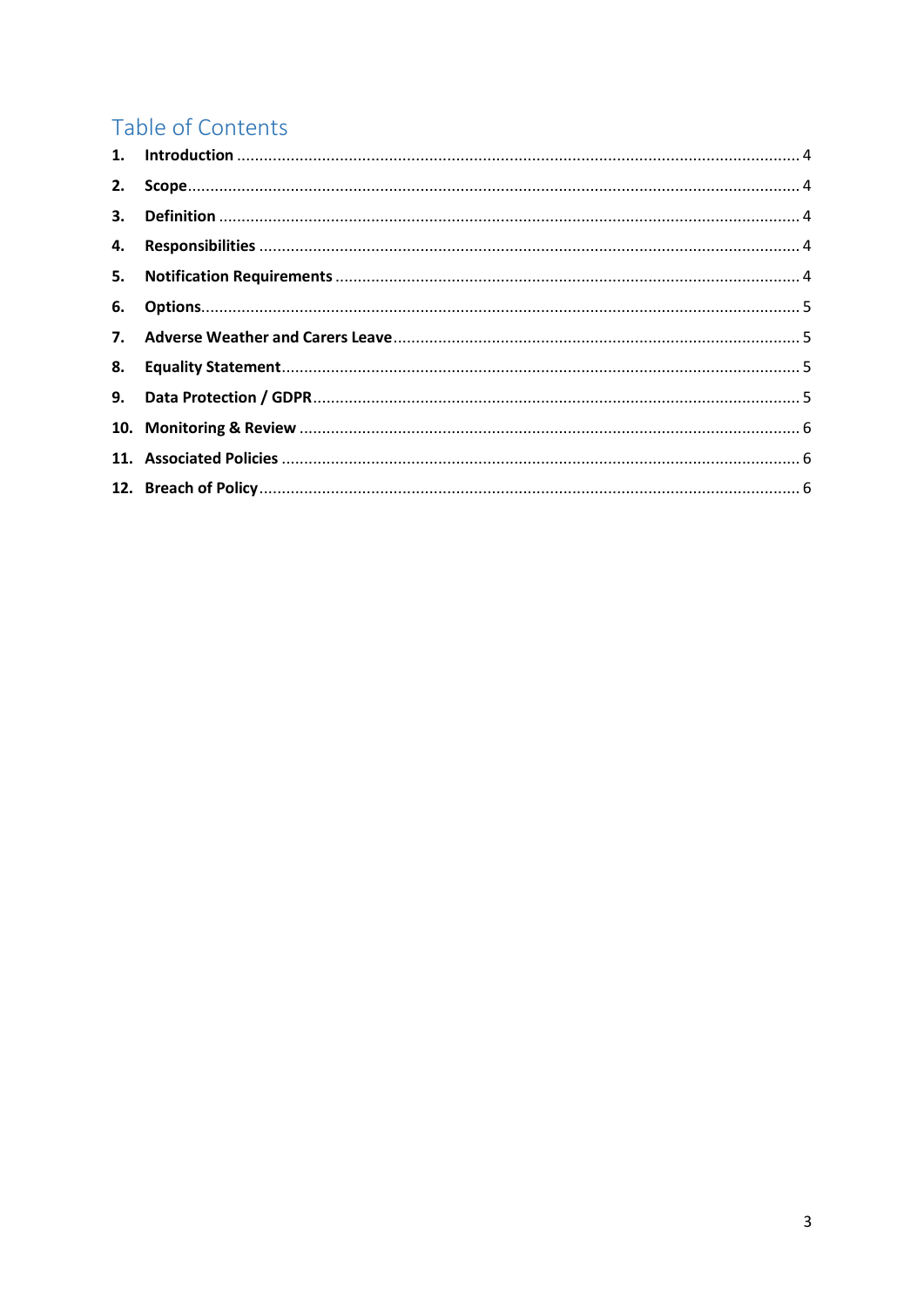# Table of Contents

1. **Introduction** ............................................................ 4
2. **Scope** ............................................................ 4
3. **Definition** ............................................................ 4
4. **Responsibilities** ............................................................ 4
5. **Notification Requirements** ............................................................ 4
6. **Options** ............................................................ 5
7. **Adverse Weather and Carers Leave** ............................................................ 5
8. **Equality Statement** ............................................................ 5
9. **Data Protection / GDPR** ............................................................ 5
10. **Monitoring & Review** ............................................................ 6
11. **Associated Policies** ............................................................ 6
12. **Breach of Policy** ............................................................ 6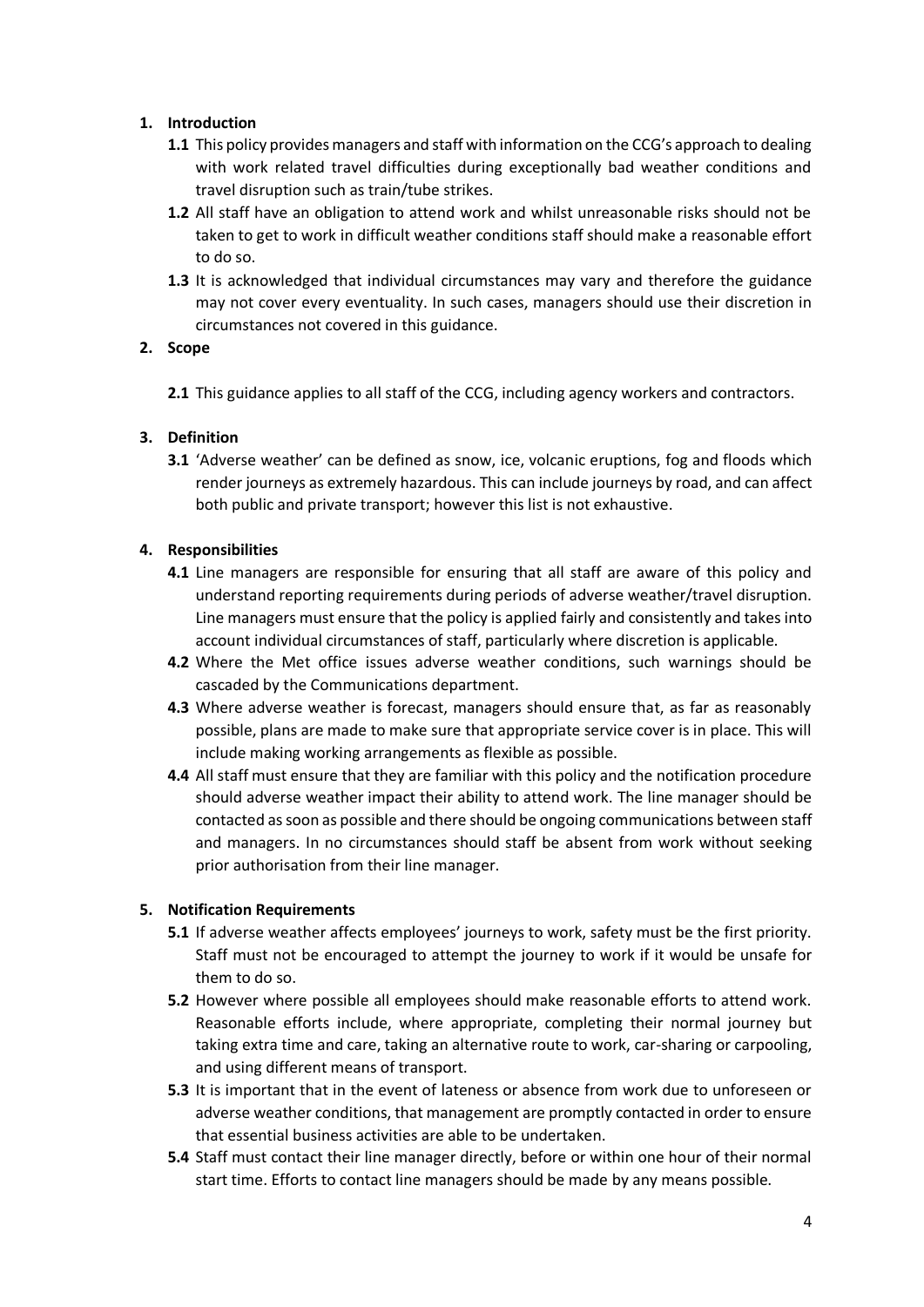1. **Introduction**
   - **1.1** This policy provides managers and staff with information on the CCG's approach to dealing with work related travel difficulties during exceptionally bad weather conditions and travel disruption such as train/tube strikes.
   - **1.2** All staff have an obligation to attend work and whilst unreasonable risks should not be taken to get to work in difficult weather conditions staff should make a reasonable effort to do so.
   - **1.3** It is acknowledged that individual circumstances may vary and therefore the guidance may not cover every eventuality. In such cases, managers should use their discretion in circumstances not covered in this guidance.

2. **Scope**
   - **2.1** This guidance applies to all staff of the CCG, including agency workers and contractors.

3. **Definition**
   - **3.1** 'Adverse weather' can be defined as snow, ice, volcanic eruptions, fog and floods which render journeys as extremely hazardous. This can include journeys by road, and can affect both public and private transport; however this list is not exhaustive.

4. **Responsibilities**
   - **4.1** Line managers are responsible for ensuring that all staff are aware of this policy and understand reporting requirements during periods of adverse weather/travel disruption. Line managers must ensure that the policy is applied fairly and consistently and takes into account individual circumstances of staff, particularly where discretion is applicable.
   - **4.2** Where the Met office issues adverse weather conditions, such warnings should be cascaded by the Communications department.
   - **4.3** Where adverse weather is forecast, managers should ensure that, as far as reasonably possible, plans are made to make sure that appropriate service cover is in place. This will include making working arrangements as flexible as possible.
   - **4.4** All staff must ensure that they are familiar with this policy and the notification procedure should adverse weather impact their ability to attend work. The line manager should be contacted as soon as possible and there should be ongoing communications between staff and managers. In no circumstances should staff be absent from work without seeking prior authorisation from their line manager.

5. **Notification Requirements**
   - **5.1** If adverse weather affects employees' journeys to work, safety must be the first priority. Staff must not be encouraged to attempt the journey to work if it would be unsafe for them to do so.
   - **5.2** However where possible all employees should make reasonable efforts to attend work. Reasonable efforts include, where appropriate, completing their normal journey but taking extra time and care, taking an alternative route to work, car-sharing or carpooling, and using different means of transport.
   - **5.3** It is important that in the event of lateness or absence from work due to unforeseen or adverse weather conditions, that management are promptly contacted in order to ensure that essential business activities are able to be undertaken.
   - **5.4** Staff must contact their line manager directly, before or within one hour of their normal start time. Efforts to contact line managers should be made by any means possible.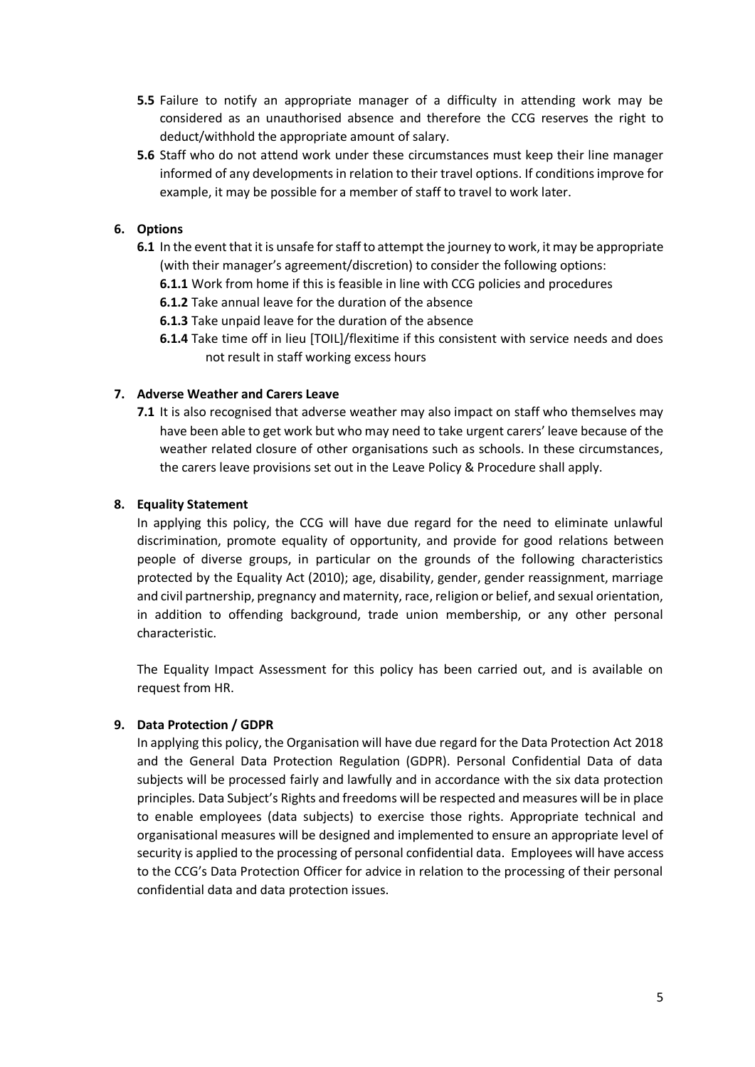**5.5** Failure to notify an appropriate manager of a difficulty in attending work may be considered as an unauthorised absence and therefore the CCG reserves the right to deduct/withhold the appropriate amount of salary.

**5.6** Staff who do not attend work under these circumstances must keep their line manager informed of any developments in relation to their travel options. If conditions improve for example, it may be possible for a member of staff to travel to work later.

## 6. Options

**6.1** In the event that it is unsafe for staff to attempt the journey to work, it may be appropriate (with their manager's agreement/discretion) to consider the following options:

**6.1.1** Work from home if this is feasible in line with CCG policies and procedures

**6.1.2** Take annual leave for the duration of the absence

**6.1.3** Take unpaid leave for the duration of the absence

**6.1.4** Take time off in lieu [TOIL]/flexitime if this consistent with service needs and does not result in staff working excess hours

## 7. Adverse Weather and Carers Leave

**7.1** It is also recognised that adverse weather may also impact on staff who themselves may have been able to get work but who may need to take urgent carers' leave because of the weather related closure of other organisations such as schools. In these circumstances, the carers leave provisions set out in the Leave Policy & Procedure shall apply.

## 8. Equality Statement

In applying this policy, the CCG will have due regard for the need to eliminate unlawful discrimination, promote equality of opportunity, and provide for good relations between people of diverse groups, in particular on the grounds of the following characteristics protected by the Equality Act (2010); age, disability, gender, gender reassignment, marriage and civil partnership, pregnancy and maternity, race, religion or belief, and sexual orientation, in addition to offending background, trade union membership, or any other personal characteristic.

The Equality Impact Assessment for this policy has been carried out, and is available on request from HR.

## 9. Data Protection / GDPR

In applying this policy, the Organisation will have due regard for the Data Protection Act 2018 and the General Data Protection Regulation (GDPR). Personal Confidential Data of data subjects will be processed fairly and lawfully and in accordance with the six data protection principles. Data Subject's Rights and freedoms will be respected and measures will be in place to enable employees (data subjects) to exercise those rights. Appropriate technical and organisational measures will be designed and implemented to ensure an appropriate level of security is applied to the processing of personal confidential data. Employees will have access to the CCG's Data Protection Officer for advice in relation to the processing of their personal confidential data and data protection issues.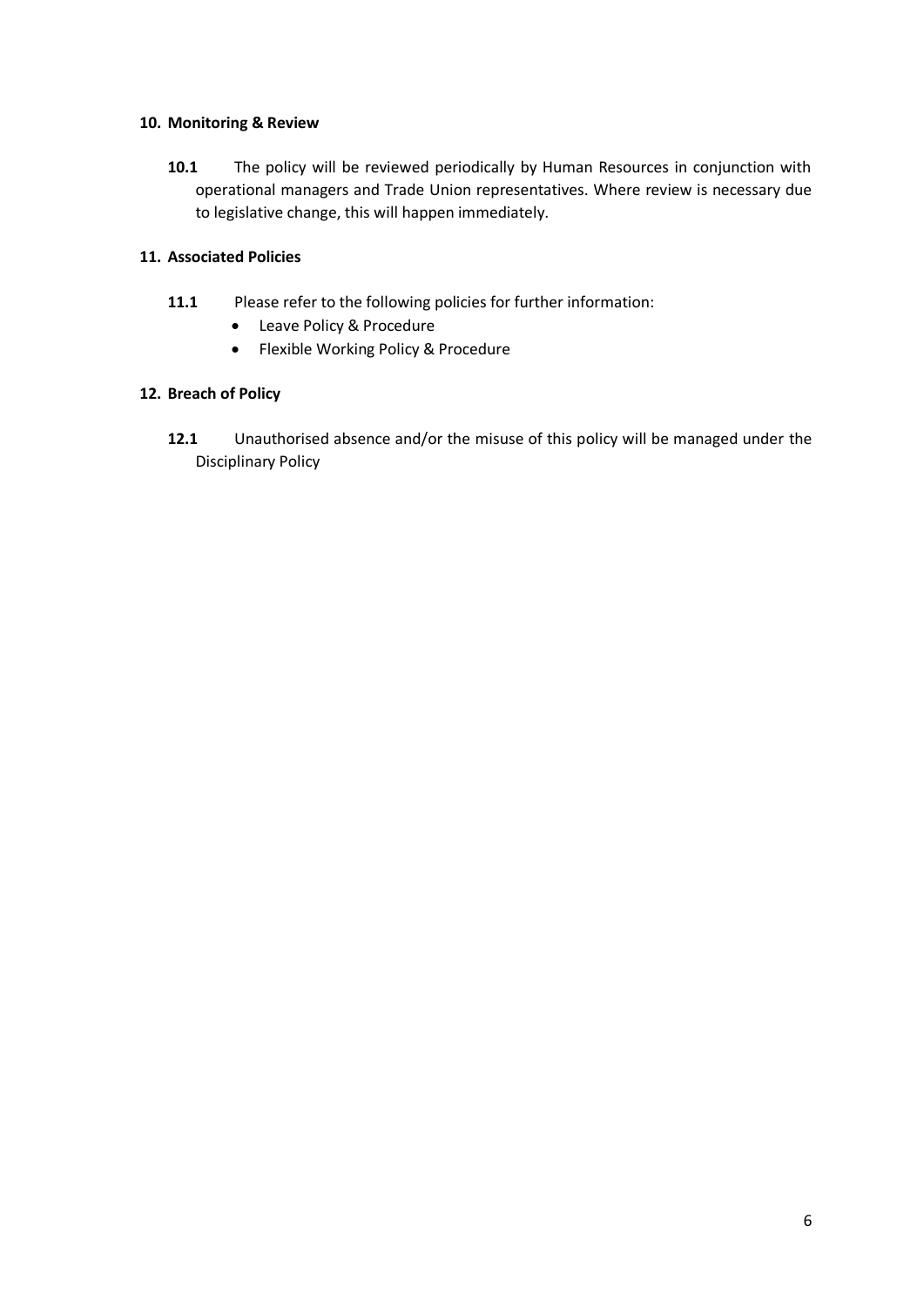## 10. Monitoring & Review

**10.1** The policy will be reviewed periodically by Human Resources in conjunction with operational managers and Trade Union representatives. Where review is necessary due to legislative change, this will happen immediately.

## 11. Associated Policies

**11.1** Please refer to the following policies for further information:

- Leave Policy & Procedure
- Flexible Working Policy & Procedure

## 12. Breach of Policy

**12.1** Unauthorised absence and/or the misuse of this policy will be managed under the Disciplinary Policy